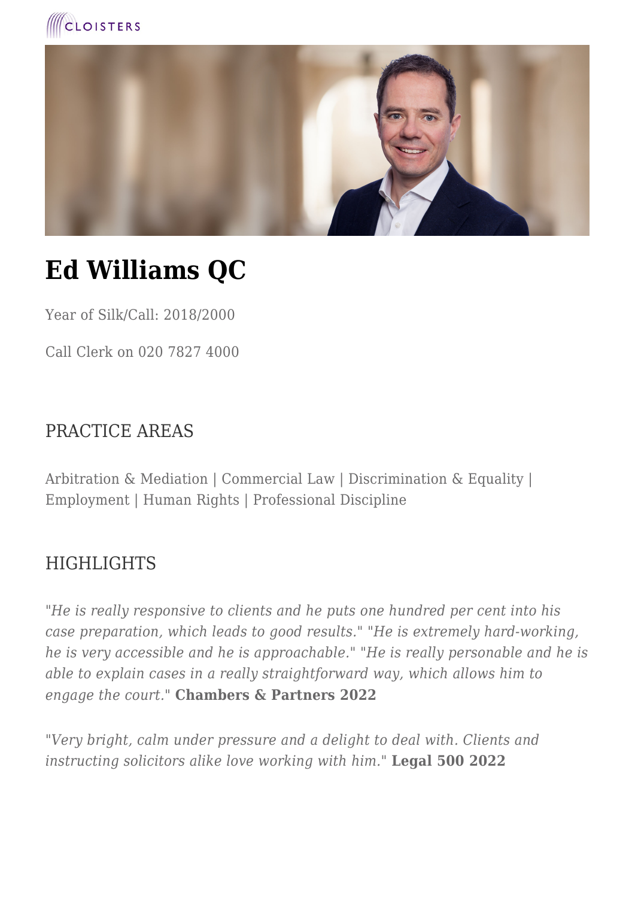# Ed Williams QC

Year of Silk/Call: 2018/2000

Call Clerk on 020 7827 4000

## PRACTICE AREAS

Arbitration & Mediation | Commercial Law | Discrimination & Equality | Employment | Human Rights | Professional Discipline

## HIGHLIGHTS

*"He is really responsive to clients and he puts one hundred per cent into his case preparation, which leads to good results." "He is extremely hard-working, he is very accessible and he is approachable." "He is really personable and he is able to explain cases in a really straightforward way, which allows him to engage the court."* **Chambers & Partners 2022**

*"Very bright, calm under pressure and a delight to deal with. Clients and instructing solicitors alike love working with him."* **Legal 500 2022**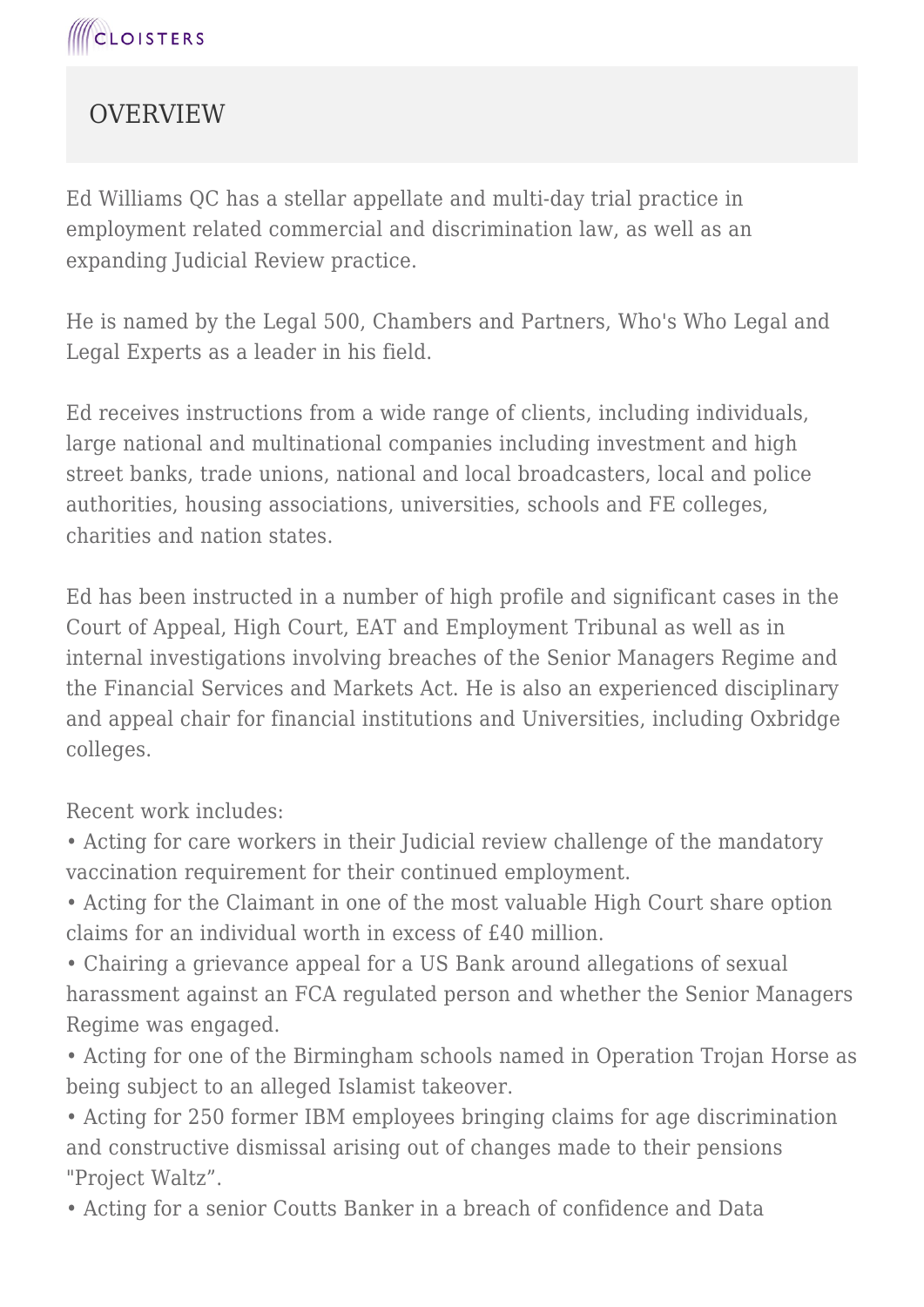## OVERVIEW

Ed Williams QC has a stellar appellate and multi-day trial practice in employment related commercial and discrimination law, as well as an expanding Judicial Review practice.

He is named by the Legal 500, Chambers and Partners, Who's Who Legal and Legal Experts as a leader in his field.

Ed receives instructions from a wide range of clients, including individuals, large national and multinational companies including investment and high street banks, trade unions, national and local broadcasters, local and police authorities, housing associations, universities, schools and FE colleges, charities and nation states.

Ed has been instructed in a number of high profile and significant cases in the Court of Appeal, High Court, EAT and Employment Tribunal as well as in internal investigations involving breaches of the Senior Managers Regime and the Financial Services and Markets Act. He is also an experienced disciplinary and appeal chair for financial institutions and Universities, including Oxbridge colleges.

Recent work includes:

- Acting for care workers in their Judicial review challenge of the mandatory vaccination requirement for their continued employment.
- Acting for the Claimant in one of the most valuable High Court share option claims for an individual worth in excess of £40 million.
- Chairing a grievance appeal for a US Bank around allegations of sexual harassment against an FCA regulated person and whether the Senior Managers Regime was engaged.
- Acting for one of the Birmingham schools named in Operation Trojan Horse as being subject to an alleged Islamist takeover.
- Acting for 250 former IBM employees bringing claims for age discrimination and constructive dismissal arising out of changes made to their pensions "Project Waltz".
- Acting for a senior Coutts Banker in a breach of confidence and Data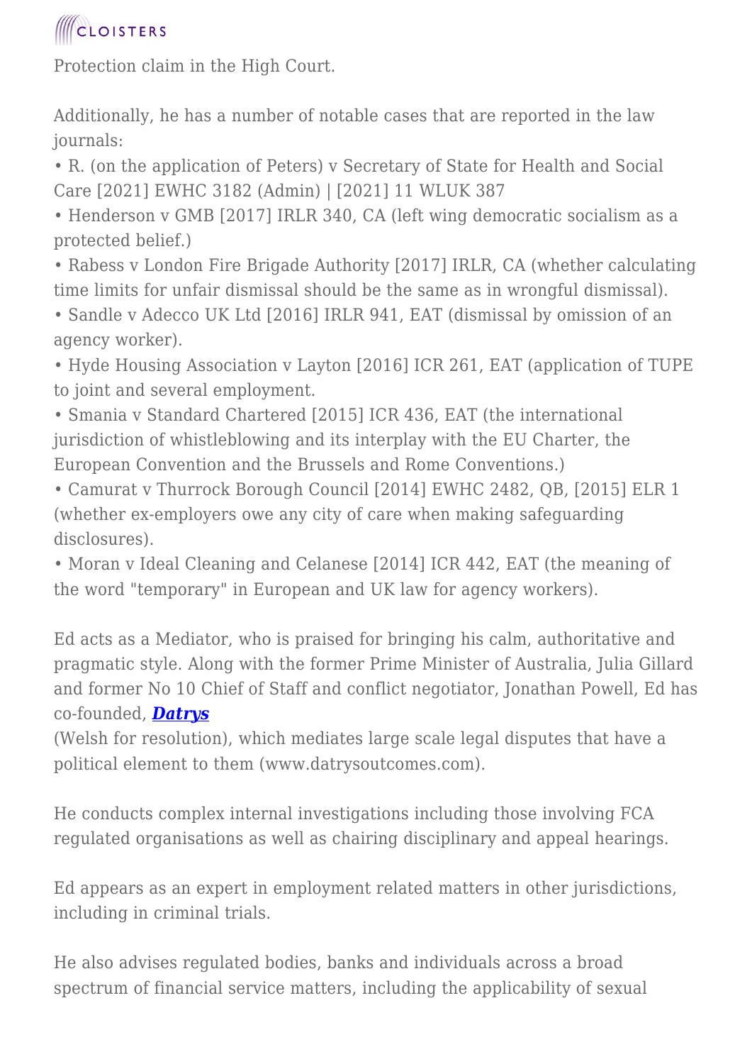Protection claim in the High Court.

Additionally, he has a number of notable cases that are reported in the law journals:

- R. (on the application of Peters) v Secretary of State for Health and Social Care [2021] EWHC 3182 (Admin) | [2021] 11 WLUK 387
- Henderson v GMB [2017] IRLR 340, CA (left wing democratic socialism as a protected belief.)
- Rabess v London Fire Brigade Authority [2017] IRLR, CA (whether calculating time limits for unfair dismissal should be the same as in wrongful dismissal).
- Sandle v Adecco UK Ltd [2016] IRLR 941, EAT (dismissal by omission of an agency worker).
- Hyde Housing Association v Layton [2016] ICR 261, EAT (application of TUPE to joint and several employment.
- Smania v Standard Chartered [2015] ICR 436, EAT (the international jurisdiction of whistleblowing and its interplay with the EU Charter, the European Convention and the Brussels and Rome Conventions.)
- Camurat v Thurrock Borough Council [2014] EWHC 2482, QB, [2015] ELR 1 (whether ex-employers owe any city of care when making safeguarding disclosures).
- Moran v Ideal Cleaning and Celanese [2014] ICR 442, EAT (the meaning of the word "temporary" in European and UK law for agency workers).

Ed acts as a Mediator, who is praised for bringing his calm, authoritative and pragmatic style. Along with the former Prime Minister of Australia, Julia Gillard and former No 10 Chief of Staff and conflict negotiator, Jonathan Powell, Ed has co-founded, ***Datrys*** (Welsh for resolution), which mediates large scale legal disputes that have a political element to them (www.datrysoutcomes.com).

He conducts complex internal investigations including those involving FCA regulated organisations as well as chairing disciplinary and appeal hearings.

Ed appears as an expert in employment related matters in other jurisdictions, including in criminal trials.

He also advises regulated bodies, banks and individuals across a broad spectrum of financial service matters, including the applicability of sexual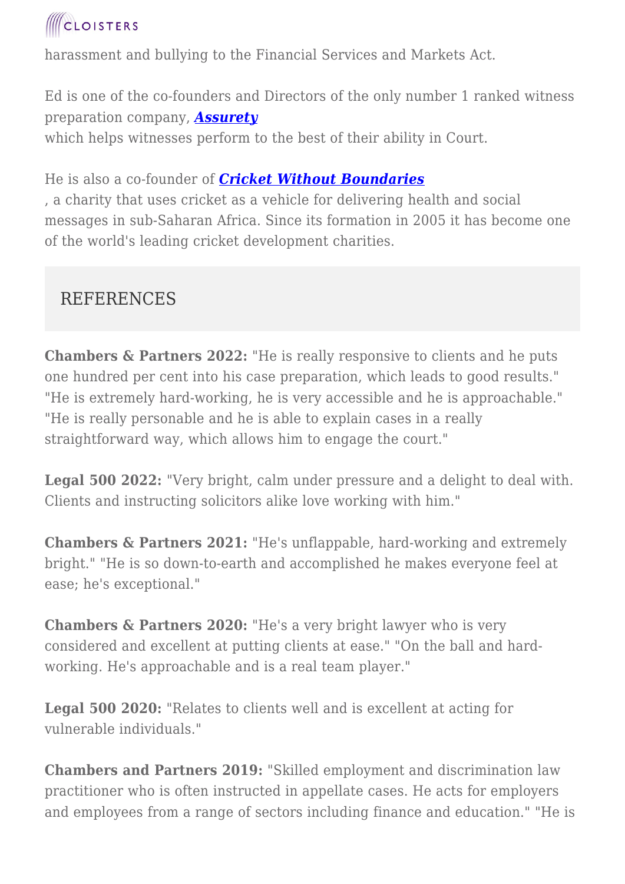harassment and bullying to the Financial Services and Markets Act.

Ed is one of the co-founders and Directors of the only number 1 ranked witness preparation company, ***Assurety***
which helps witnesses perform to the best of their ability in Court.

He is also a co-founder of ***Cricket Without Boundaries***
, a charity that uses cricket as a vehicle for delivering health and social messages in sub-Saharan Africa. Since its formation in 2005 it has become one of the world's leading cricket development charities.

## REFERENCES

**Chambers & Partners 2022:** "He is really responsive to clients and he puts one hundred per cent into his case preparation, which leads to good results." "He is extremely hard-working, he is very accessible and he is approachable." "He is really personable and he is able to explain cases in a really straightforward way, which allows him to engage the court."

**Legal 500 2022:** "Very bright, calm under pressure and a delight to deal with. Clients and instructing solicitors alike love working with him."

**Chambers & Partners 2021:** "He's unflappable, hard-working and extremely bright." "He is so down-to-earth and accomplished he makes everyone feel at ease; he's exceptional."

**Chambers & Partners 2020:** "He's a very bright lawyer who is very considered and excellent at putting clients at ease." "On the ball and hard-working. He's approachable and is a real team player."

**Legal 500 2020:** "Relates to clients well and is excellent at acting for vulnerable individuals."

**Chambers and Partners 2019:** "Skilled employment and discrimination law practitioner who is often instructed in appellate cases. He acts for employers and employees from a range of sectors including finance and education." "He is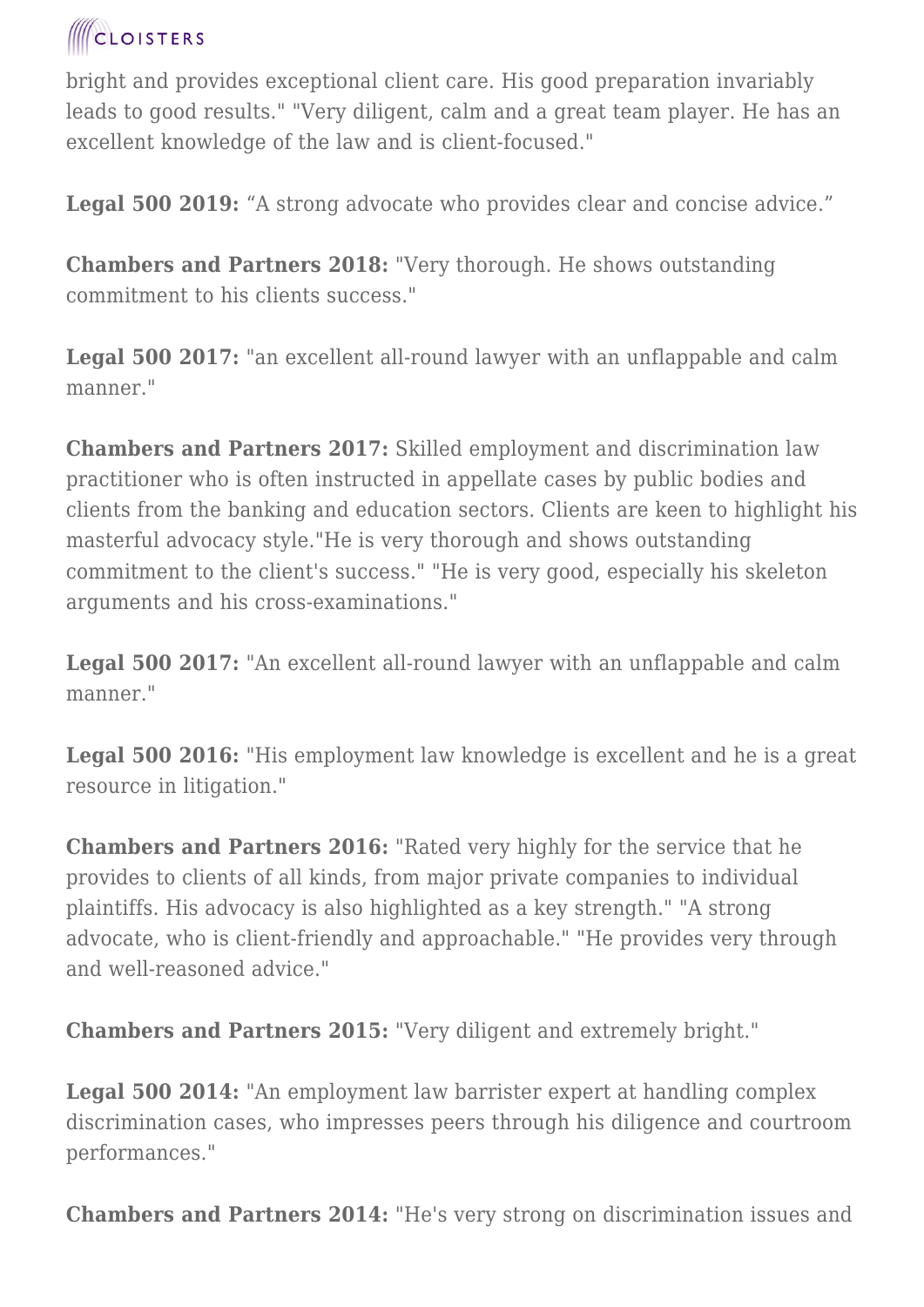bright and provides exceptional client care. His good preparation invariably leads to good results." "Very diligent, calm and a great team player. He has an excellent knowledge of the law and is client-focused."

**Legal 500 2019:** “A strong advocate who provides clear and concise advice.”

**Chambers and Partners 2018:** "Very thorough. He shows outstanding commitment to his clients success."

**Legal 500 2017:** "an excellent all-round lawyer with an unflappable and calm manner."

**Chambers and Partners 2017:** Skilled employment and discrimination law practitioner who is often instructed in appellate cases by public bodies and clients from the banking and education sectors. Clients are keen to highlight his masterful advocacy style."He is very thorough and shows outstanding commitment to the client's success." "He is very good, especially his skeleton arguments and his cross-examinations."

**Legal 500 2017:** "An excellent all-round lawyer with an unflappable and calm manner."

**Legal 500 2016:** "His employment law knowledge is excellent and he is a great resource in litigation."

**Chambers and Partners 2016:** "Rated very highly for the service that he provides to clients of all kinds, from major private companies to individual plaintiffs. His advocacy is also highlighted as a key strength." "A strong advocate, who is client-friendly and approachable." "He provides very through and well-reasoned advice."

**Chambers and Partners 2015:** "Very diligent and extremely bright."

**Legal 500 2014:** "An employment law barrister expert at handling complex discrimination cases, who impresses peers through his diligence and courtroom performances."

**Chambers and Partners 2014:** "He's very strong on discrimination issues and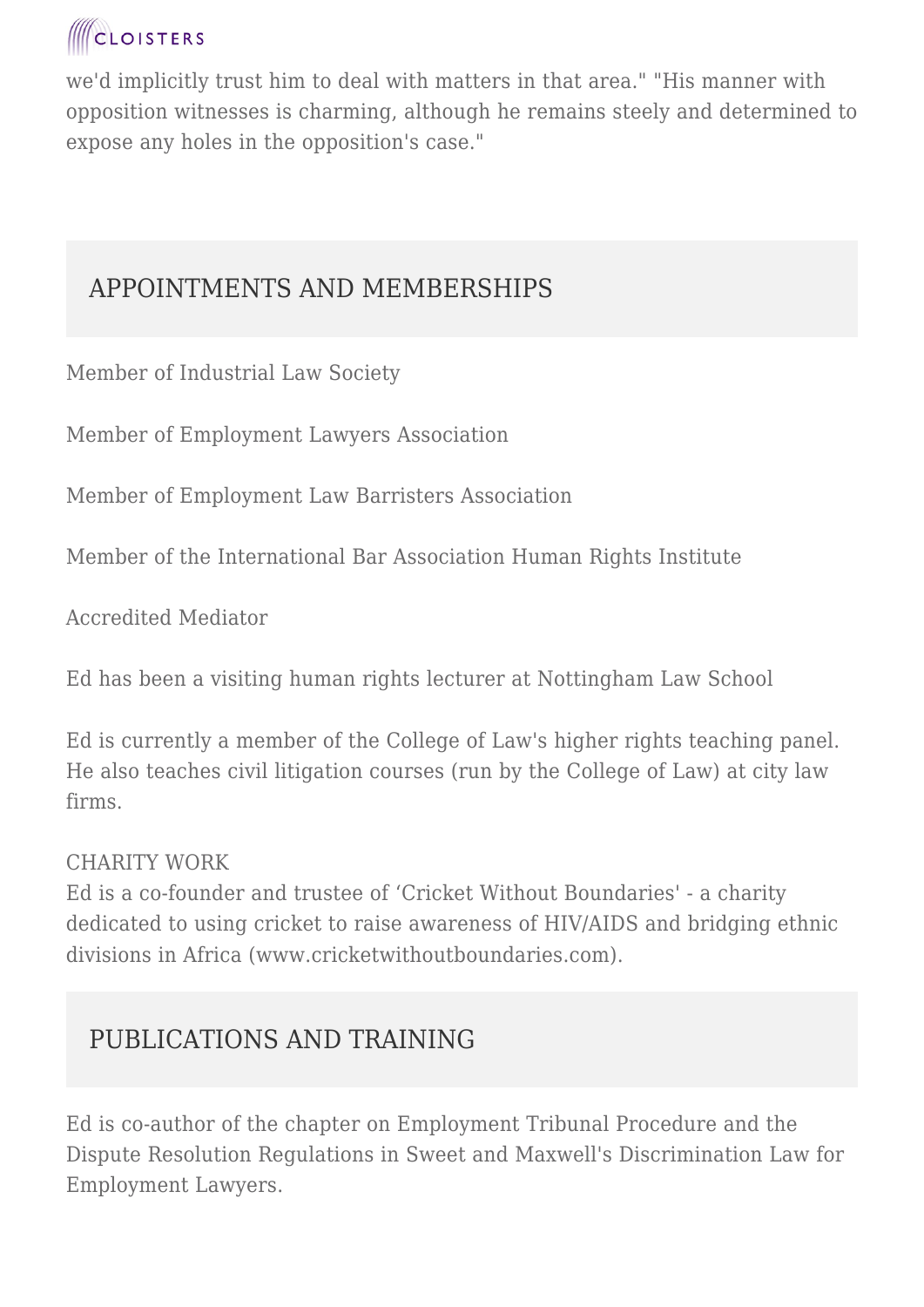we'd implicitly trust him to deal with matters in that area." "His manner with opposition witnesses is charming, although he remains steely and determined to expose any holes in the opposition's case."

## APPOINTMENTS AND MEMBERSHIPS

Member of Industrial Law Society

Member of Employment Lawyers Association

Member of Employment Law Barristers Association

Member of the International Bar Association Human Rights Institute

Accredited Mediator

Ed has been a visiting human rights lecturer at Nottingham Law School

Ed is currently a member of the College of Law's higher rights teaching panel. He also teaches civil litigation courses (run by the College of Law) at city law firms.

CHARITY WORK
Ed is a co-founder and trustee of 'Cricket Without Boundaries' - a charity dedicated to using cricket to raise awareness of HIV/AIDS and bridging ethnic divisions in Africa (www.cricketwithoutboundaries.com).

## PUBLICATIONS AND TRAINING

Ed is co-author of the chapter on Employment Tribunal Procedure and the Dispute Resolution Regulations in Sweet and Maxwell's Discrimination Law for Employment Lawyers.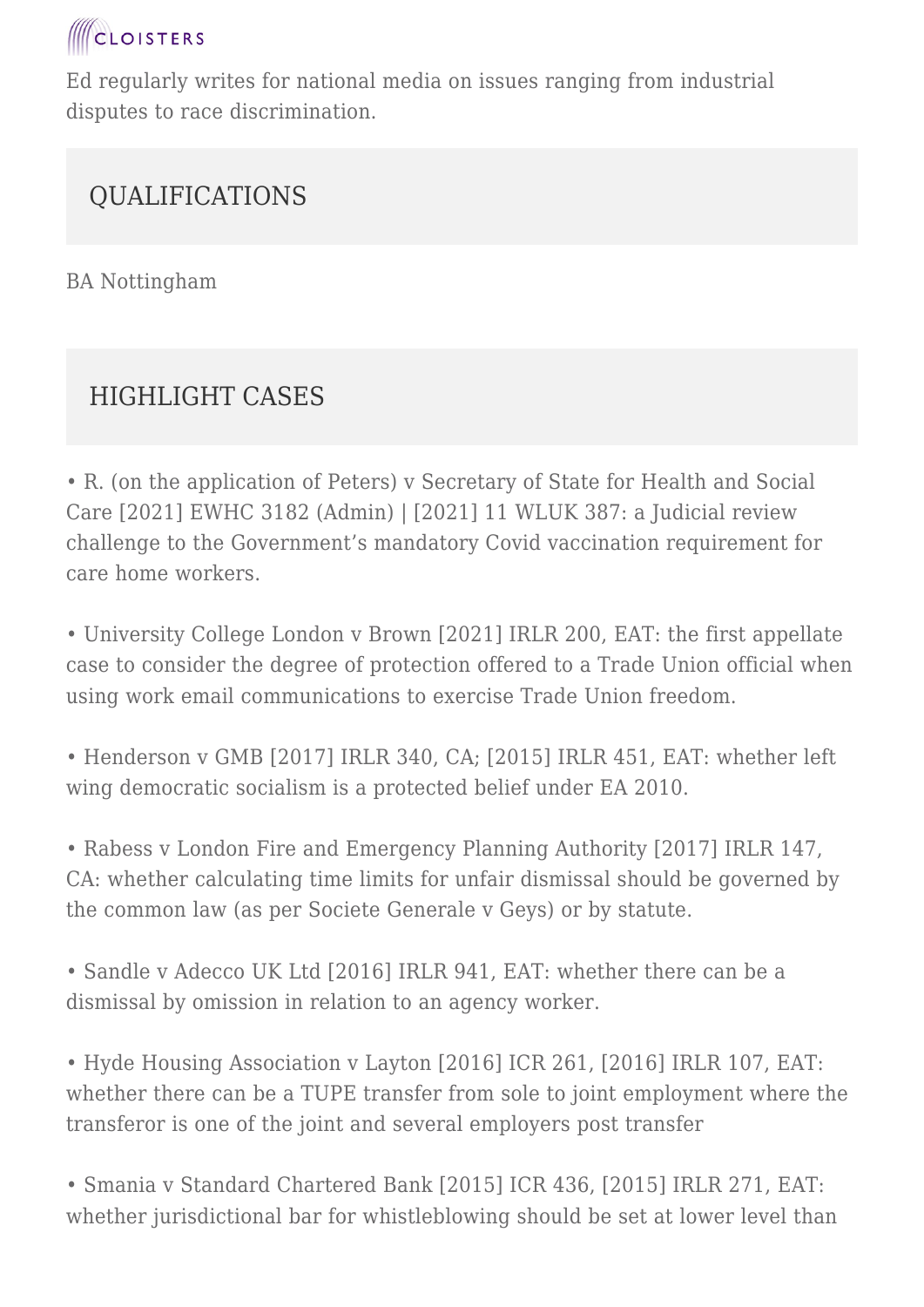Ed regularly writes for national media on issues ranging from industrial disputes to race discrimination.

## QUALIFICATIONS

BA Nottingham

## HIGHLIGHT CASES

- R. (on the application of Peters) v Secretary of State for Health and Social Care [2021] EWHC 3182 (Admin) | [2021] 11 WLUK 387: a Judicial review challenge to the Government's mandatory Covid vaccination requirement for care home workers.

- University College London v Brown [2021] IRLR 200, EAT: the first appellate case to consider the degree of protection offered to a Trade Union official when using work email communications to exercise Trade Union freedom.

- Henderson v GMB [2017] IRLR 340, CA; [2015] IRLR 451, EAT: whether left wing democratic socialism is a protected belief under EA 2010.

- Rabess v London Fire and Emergency Planning Authority [2017] IRLR 147, CA: whether calculating time limits for unfair dismissal should be governed by the common law (as per Societe Generale v Geys) or by statute.

- Sandle v Adecco UK Ltd [2016] IRLR 941, EAT: whether there can be a dismissal by omission in relation to an agency worker.

- Hyde Housing Association v Layton [2016] ICR 261, [2016] IRLR 107, EAT: whether there can be a TUPE transfer from sole to joint employment where the transferor is one of the joint and several employers post transfer

- Smania v Standard Chartered Bank [2015] ICR 436, [2015] IRLR 271, EAT: whether jurisdictional bar for whistleblowing should be set at lower level than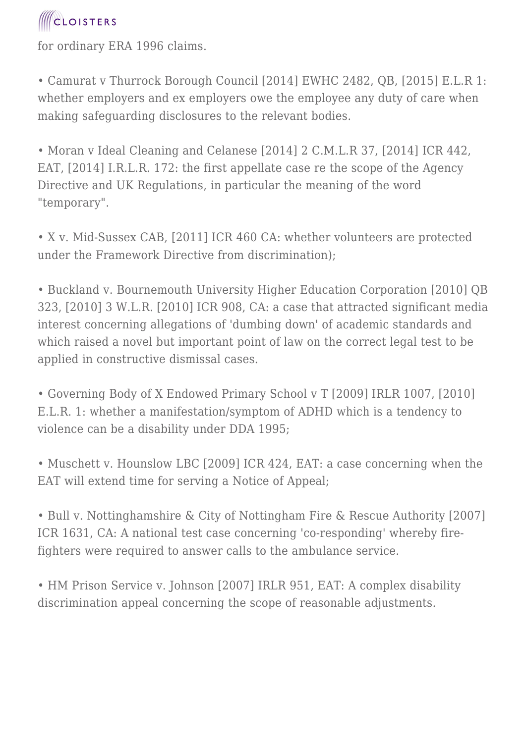for ordinary ERA 1996 claims.

- Camurat v Thurrock Borough Council [2014] EWHC 2482, QB, [2015] E.L.R 1: whether employers and ex employers owe the employee any duty of care when making safeguarding disclosures to the relevant bodies.

- Moran v Ideal Cleaning and Celanese [2014] 2 C.M.L.R 37, [2014] ICR 442, EAT, [2014] I.R.L.R. 172: the first appellate case re the scope of the Agency Directive and UK Regulations, in particular the meaning of the word "temporary".

- X v. Mid-Sussex CAB, [2011] ICR 460 CA: whether volunteers are protected under the Framework Directive from discrimination);

- Buckland v. Bournemouth University Higher Education Corporation [2010] QB 323, [2010] 3 W.L.R. [2010] ICR 908, CA: a case that attracted significant media interest concerning allegations of 'dumbing down' of academic standards and which raised a novel but important point of law on the correct legal test to be applied in constructive dismissal cases.

- Governing Body of X Endowed Primary School v T [2009] IRLR 1007, [2010] E.L.R. 1: whether a manifestation/symptom of ADHD which is a tendency to violence can be a disability under DDA 1995;

- Muschett v. Hounslow LBC [2009] ICR 424, EAT: a case concerning when the EAT will extend time for serving a Notice of Appeal;

- Bull v. Nottinghamshire & City of Nottingham Fire & Rescue Authority [2007] ICR 1631, CA: A national test case concerning 'co-responding' whereby fire-fighters were required to answer calls to the ambulance service.

- HM Prison Service v. Johnson [2007] IRLR 951, EAT: A complex disability discrimination appeal concerning the scope of reasonable adjustments.